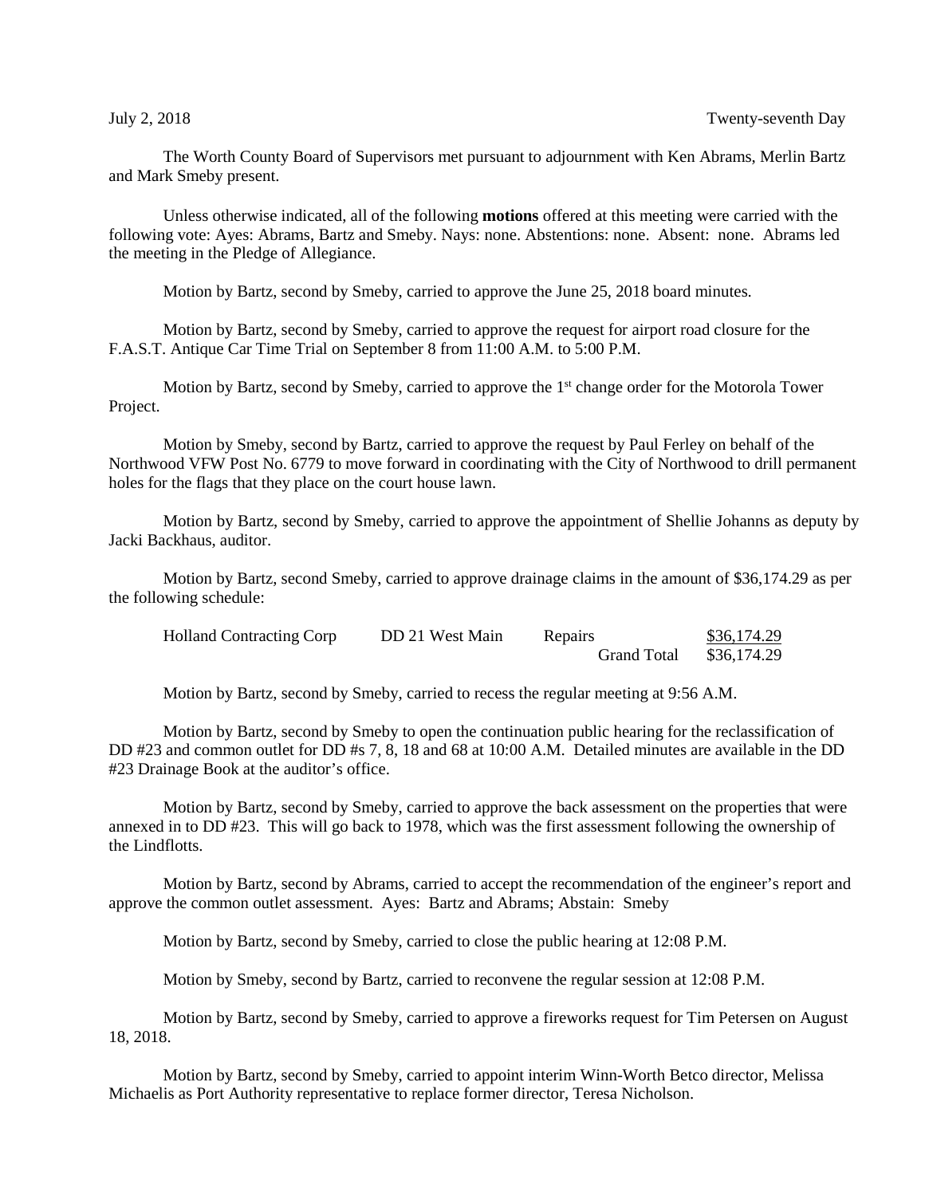July 2, 2018 Twenty-seventh Day

The Worth County Board of Supervisors met pursuant to adjournment with Ken Abrams, Merlin Bartz and Mark Smeby present.

Unless otherwise indicated, all of the following **motions** offered at this meeting were carried with the following vote: Ayes: Abrams, Bartz and Smeby. Nays: none. Abstentions: none. Absent: none. Abrams led the meeting in the Pledge of Allegiance.

Motion by Bartz, second by Smeby, carried to approve the June 25, 2018 board minutes.

Motion by Bartz, second by Smeby, carried to approve the request for airport road closure for the F.A.S.T. Antique Car Time Trial on September 8 from 11:00 A.M. to 5:00 P.M.

Motion by Bartz, second by Smeby, carried to approve the 1st change order for the Motorola Tower Project.

Motion by Smeby, second by Bartz, carried to approve the request by Paul Ferley on behalf of the Northwood VFW Post No. 6779 to move forward in coordinating with the City of Northwood to drill permanent holes for the flags that they place on the court house lawn.

Motion by Bartz, second by Smeby, carried to approve the appointment of Shellie Johanns as deputy by Jacki Backhaus, auditor.

Motion by Bartz, second Smeby, carried to approve drainage claims in the amount of $36,174.29 as per the following schedule:

| | | | |
|---|---|---|---|
| Holland Contracting Corp | DD 21 West Main | Repairs | $36,174.29 |
| | | Grand Total | $36,174.29 |

Motion by Bartz, second by Smeby, carried to recess the regular meeting at 9:56 A.M.

Motion by Bartz, second by Smeby to open the continuation public hearing for the reclassification of DD #23 and common outlet for DD #s 7, 8, 18 and 68 at 10:00 A.M. Detailed minutes are available in the DD #23 Drainage Book at the auditor's office.

Motion by Bartz, second by Smeby, carried to approve the back assessment on the properties that were annexed in to DD #23. This will go back to 1978, which was the first assessment following the ownership of the Lindflotts.

Motion by Bartz, second by Abrams, carried to accept the recommendation of the engineer's report and approve the common outlet assessment. Ayes: Bartz and Abrams; Abstain: Smeby

Motion by Bartz, second by Smeby, carried to close the public hearing at 12:08 P.M.

Motion by Smeby, second by Bartz, carried to reconvene the regular session at 12:08 P.M.

Motion by Bartz, second by Smeby, carried to approve a fireworks request for Tim Petersen on August 18, 2018.

Motion by Bartz, second by Smeby, carried to appoint interim Winn-Worth Betco director, Melissa Michaelis as Port Authority representative to replace former director, Teresa Nicholson.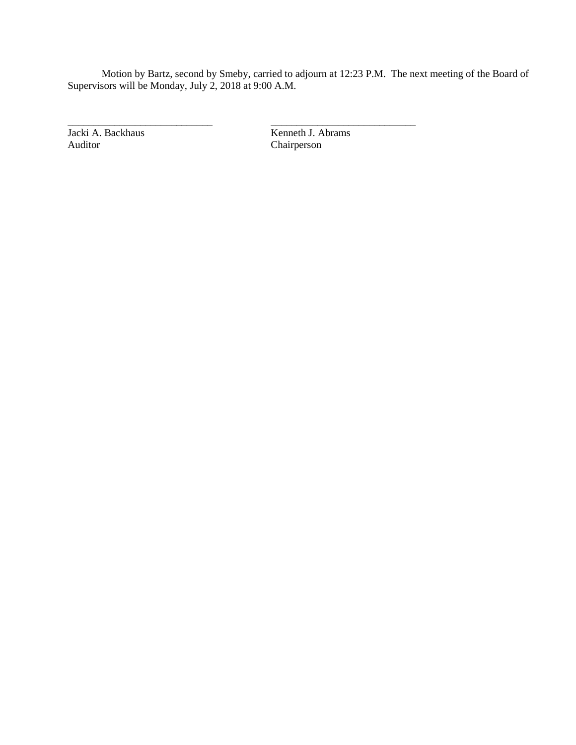Motion by Bartz, second by Smeby, carried to adjourn at 12:23 P.M. The next meeting of the Board of Supervisors will be Monday, July 2, 2018 at 9:00 A.M.

| | |
|---|---|
| ____________________________ | ____________________________ |
| Jacki A. Backhaus | Kenneth J. Abrams |
| Auditor | Chairperson |